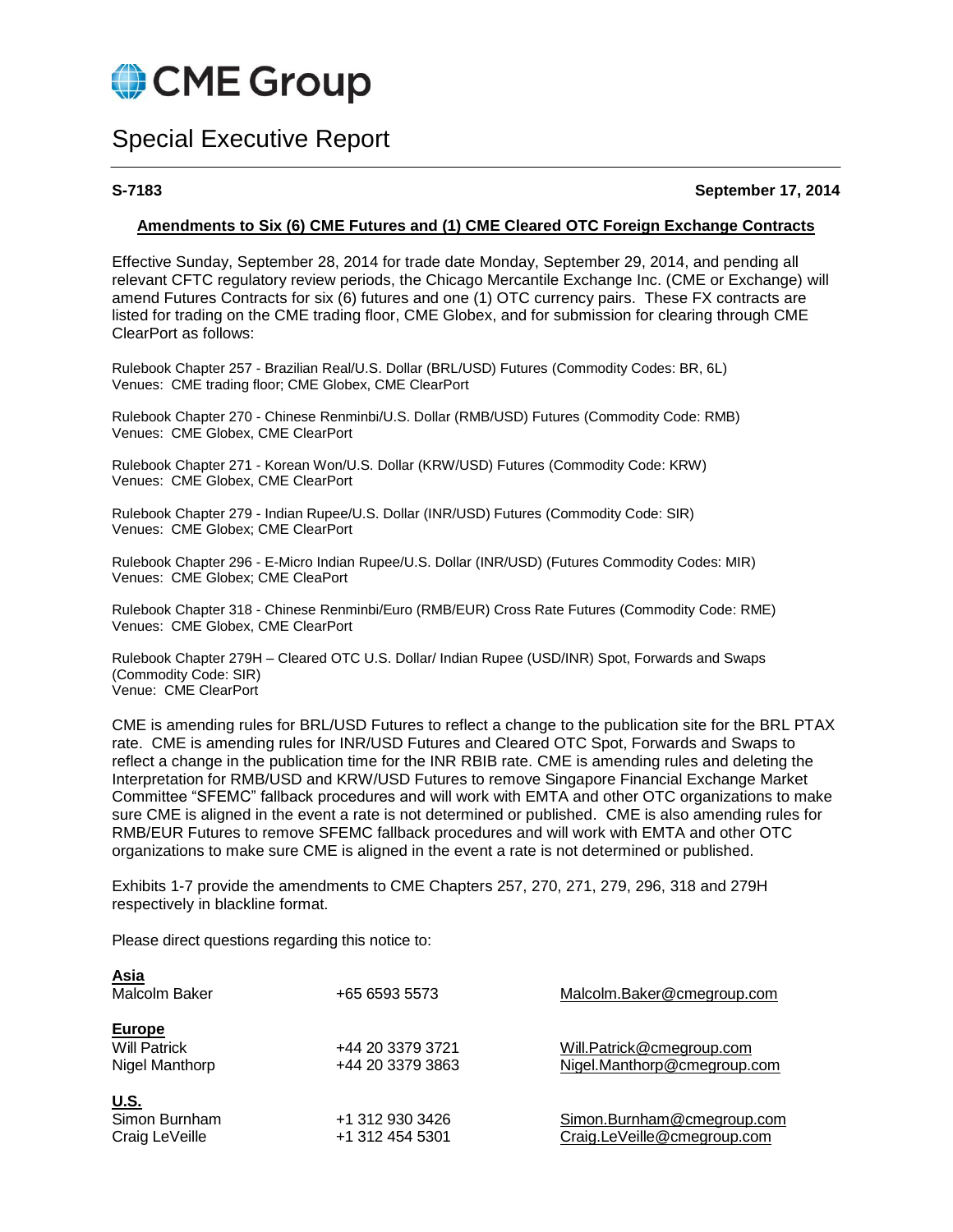# CME Group

## Special Executive Report

**S-7183** **September 17, 2014**

**Amendments to Six (6) CME Futures and (1) CME Cleared OTC Foreign Exchange Contracts**

Effective Sunday, September 28, 2014 for trade date Monday, September 29, 2014, and pending all relevant CFTC regulatory review periods, the Chicago Mercantile Exchange Inc. (CME or Exchange) will amend Futures Contracts for six (6) futures and one (1) OTC currency pairs. These FX contracts are listed for trading on the CME trading floor, CME Globex, and for submission for clearing through CME ClearPort as follows:

Rulebook Chapter 257 - Brazilian Real/U.S. Dollar (BRL/USD) Futures (Commodity Codes: BR, 6L)
Venues: CME trading floor; CME Globex, CME ClearPort

Rulebook Chapter 270 - Chinese Renminbi/U.S. Dollar (RMB/USD) Futures (Commodity Code: RMB)
Venues: CME Globex, CME ClearPort

Rulebook Chapter 271 - Korean Won/U.S. Dollar (KRW/USD) Futures (Commodity Code: KRW)
Venues: CME Globex, CME ClearPort

Rulebook Chapter 279 - Indian Rupee/U.S. Dollar (INR/USD) Futures (Commodity Code: SIR)
Venues: CME Globex; CME ClearPort

Rulebook Chapter 296 - E-Micro Indian Rupee/U.S. Dollar (INR/USD) (Futures Commodity Codes: MIR)
Venues: CME Globex; CME CleaPort

Rulebook Chapter 318 - Chinese Renminbi/Euro (RMB/EUR) Cross Rate Futures (Commodity Code: RME)
Venues: CME Globex, CME ClearPort

Rulebook Chapter 279H – Cleared OTC U.S. Dollar/ Indian Rupee (USD/INR) Spot, Forwards and Swaps (Commodity Code: SIR)
Venue: CME ClearPort

CME is amending rules for BRL/USD Futures to reflect a change to the publication site for the BRL PTAX rate. CME is amending rules for INR/USD Futures and Cleared OTC Spot, Forwards and Swaps to reflect a change in the publication time for the INR RBIB rate. CME is amending rules and deleting the Interpretation for RMB/USD and KRW/USD Futures to remove Singapore Financial Exchange Market Committee "SFEMC" fallback procedures and will work with EMTA and other OTC organizations to make sure CME is aligned in the event a rate is not determined or published. CME is also amending rules for RMB/EUR Futures to remove SFEMC fallback procedures and will work with EMTA and other OTC organizations to make sure CME is aligned in the event a rate is not determined or published.

Exhibits 1-7 provide the amendments to CME Chapters 257, 270, 271, 279, 296, 318 and 279H respectively in blackline format.

Please direct questions regarding this notice to:

| | | |
|---|---|---|
| **Asia** | | |
| Malcolm Baker | +65 6593 5573 | Malcolm.Baker@cmegroup.com |
| **Europe** | | |
| Will Patrick | +44 20 3379 3721 | Will.Patrick@cmegroup.com |
| Nigel Manthorp | +44 20 3379 3863 | Nigel.Manthorp@cmegroup.com |
| **U.S.** | | |
| Simon Burnham | +1 312 930 3426 | Simon.Burnham@cmegroup.com |
| Craig LeVeille | +1 312 454 5301 | Craig.LeVeille@cmegroup.com |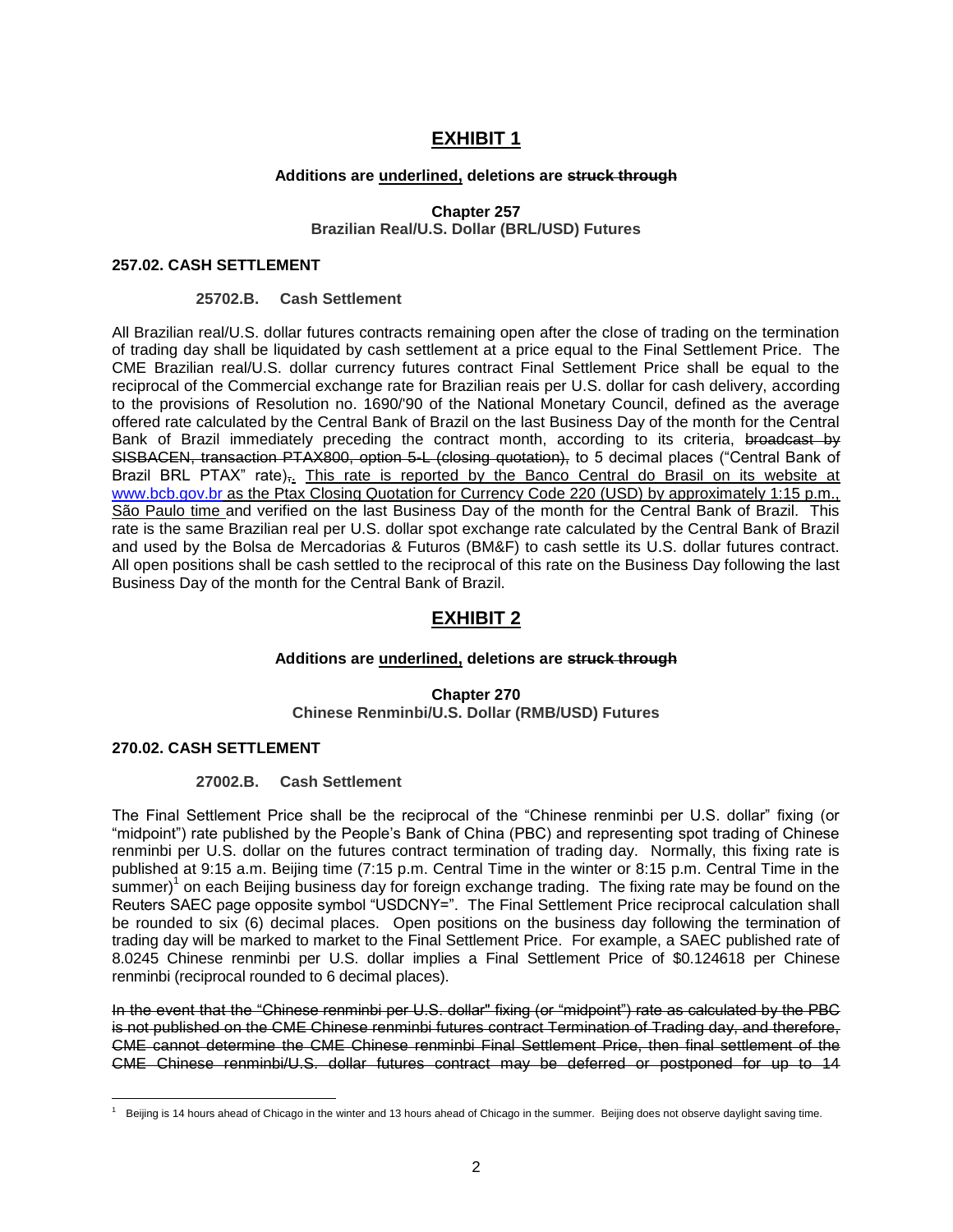# EXHIBIT 1

**Additions are <u>underlined,</u> deletions are ~~struck through~~**

**Chapter 257**
**Brazilian Real/U.S. Dollar (BRL/USD) Futures**

### 257.02. CASH SETTLEMENT

**25702.B. Cash Settlement**

All Brazilian real/U.S. dollar futures contracts remaining open after the close of trading on the termination of trading day shall be liquidated by cash settlement at a price equal to the Final Settlement Price. The CME Brazilian real/U.S. dollar currency futures contract Final Settlement Price shall be equal to the reciprocal of the Commercial exchange rate for Brazilian reais per U.S. dollar for cash delivery, according to the provisions of Resolution no. 1690/'90 of the National Monetary Council, defined as the average offered rate calculated by the Central Bank of Brazil on the last Business Day of the month for the Central Bank of Brazil immediately preceding the contract month, according to its criteria, ~~broadcast by SISBACEN, transaction PTAX800, option 5-L (closing quotation),~~ to 5 decimal places ("Central Bank of Brazil BRL PTAX" rate)~~,~~<u>.</u> <u>This rate is reported by the Banco Central do Brasil on its website at www.bcb.gov.br as the Ptax Closing Quotation for Currency Code 220 (USD) by approximately 1:15 p.m., São Paulo time</u> and verified on the last Business Day of the month for the Central Bank of Brazil. This rate is the same Brazilian real per U.S. dollar spot exchange rate calculated by the Central Bank of Brazil and used by the Bolsa de Mercadorias & Futuros (BM&F) to cash settle its U.S. dollar futures contract. All open positions shall be cash settled to the reciprocal of this rate on the Business Day following the last Business Day of the month for the Central Bank of Brazil.

# EXHIBIT 2

**Additions are <u>underlined,</u> deletions are ~~struck through~~**

**Chapter 270**
**Chinese Renminbi/U.S. Dollar (RMB/USD) Futures**

### 270.02. CASH SETTLEMENT

**27002.B. Cash Settlement**

The Final Settlement Price shall be the reciprocal of the "Chinese renminbi per U.S. dollar" fixing (or "midpoint") rate published by the People's Bank of China (PBC) and representing spot trading of Chinese renminbi per U.S. dollar on the futures contract termination of trading day. Normally, this fixing rate is published at 9:15 a.m. Beijing time (7:15 p.m. Central Time in the winter or 8:15 p.m. Central Time in the summer)[1] on each Beijing business day for foreign exchange trading. The fixing rate may be found on the Reuters SAEC page opposite symbol "USDCNY=". The Final Settlement Price reciprocal calculation shall be rounded to six (6) decimal places. Open positions on the business day following the termination of trading day will be marked to market to the Final Settlement Price. For example, a SAEC published rate of 8.0245 Chinese renminbi per U.S. dollar implies a Final Settlement Price of $0.124618 per Chinese renminbi (reciprocal rounded to 6 decimal places).

~~In the event that the "Chinese renminbi per U.S. dollar" fixing (or "midpoint") rate as calculated by the PBC is not published on the CME Chinese renminbi futures contract Termination of Trading day, and therefore, CME cannot determine the CME Chinese renminbi Final Settlement Price, then final settlement of the CME Chinese renminbi/U.S. dollar futures contract may be deferred or postponed for up to 14~~

[1] Beijing is 14 hours ahead of Chicago in the winter and 13 hours ahead of Chicago in the summer. Beijing does not observe daylight saving time.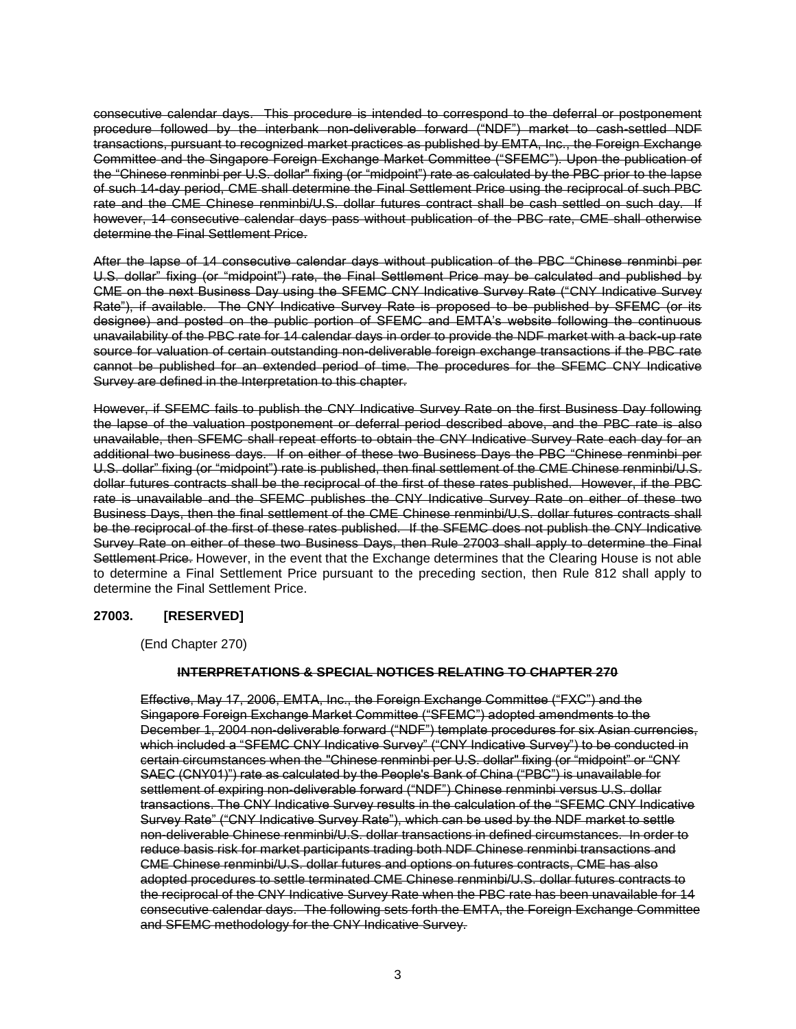~~consecutive calendar days. This procedure is intended to correspond to the deferral or postponement procedure followed by the interbank non-deliverable forward ("NDF") market to cash-settled NDF transactions, pursuant to recognized market practices as published by EMTA, Inc., the Foreign Exchange Committee and the Singapore Foreign Exchange Market Committee ("SFEMC"). Upon the publication of the "Chinese renminbi per U.S. dollar" fixing (or "midpoint") rate as calculated by the PBC prior to the lapse of such 14-day period, CME shall determine the Final Settlement Price using the reciprocal of such PBC rate and the CME Chinese renminbi/U.S. dollar futures contract shall be cash settled on such day. If however, 14 consecutive calendar days pass without publication of the PBC rate, CME shall otherwise determine the Final Settlement Price.~~

~~After the lapse of 14 consecutive calendar days without publication of the PBC "Chinese renminbi per U.S. dollar" fixing (or "midpoint") rate, the Final Settlement Price may be calculated and published by CME on the next Business Day using the SFEMC CNY Indicative Survey Rate ("CNY Indicative Survey Rate"), if available. The CNY Indicative Survey Rate is proposed to be published by SFEMC (or its designee) and posted on the public portion of SFEMC and EMTA's website following the continuous unavailability of the PBC rate for 14 calendar days in order to provide the NDF market with a back-up rate source for valuation of certain outstanding non-deliverable foreign exchange transactions if the PBC rate cannot be published for an extended period of time. The procedures for the SFEMC CNY Indicative Survey are defined in the Interpretation to this chapter.~~

~~However, if SFEMC fails to publish the CNY Indicative Survey Rate on the first Business Day following the lapse of the valuation postponement or deferral period described above, and the PBC rate is also unavailable, then SFEMC shall repeat efforts to obtain the CNY Indicative Survey Rate each day for an additional two business days. If on either of these two Business Days the PBC "Chinese renminbi per U.S. dollar" fixing (or "midpoint") rate is published, then final settlement of the CME Chinese renminbi/U.S. dollar futures contracts shall be the reciprocal of the first of these rates published. However, if the PBC rate is unavailable and the SFEMC publishes the CNY Indicative Survey Rate on either of these two Business Days, then the final settlement of the CME Chinese renminbi/U.S. dollar futures contracts shall be the reciprocal of the first of these rates published. If the SFEMC does not publish the CNY Indicative Survey Rate on either of these two Business Days, then Rule 27003 shall apply to determine the Final Settlement Price.~~ However, in the event that the Exchange determines that the Clearing House is not able to determine a Final Settlement Price pursuant to the preceding section, then Rule 812 shall apply to determine the Final Settlement Price.

**27003. [RESERVED]**

(End Chapter 270)

**~~INTERPRETATIONS & SPECIAL NOTICES RELATING TO CHAPTER 270~~**

~~Effective, May 17, 2006, EMTA, Inc., the Foreign Exchange Committee ("FXC") and the Singapore Foreign Exchange Market Committee ("SFEMC") adopted amendments to the December 1, 2004 non-deliverable forward ("NDF") template procedures for six Asian currencies, which included a "SFEMC CNY Indicative Survey" ("CNY Indicative Survey") to be conducted in certain circumstances when the "Chinese renminbi per U.S. dollar" fixing (or "midpoint" or "CNY SAEC (CNY01)") rate as calculated by the People's Bank of China ("PBC") is unavailable for settlement of expiring non-deliverable forward ("NDF") Chinese renminbi versus U.S. dollar transactions. The CNY Indicative Survey results in the calculation of the "SFEMC CNY Indicative Survey Rate" ("CNY Indicative Survey Rate"), which can be used by the NDF market to settle non-deliverable Chinese renminbi/U.S. dollar transactions in defined circumstances. In order to reduce basis risk for market participants trading both NDF Chinese renminbi transactions and CME Chinese renminbi/U.S. dollar futures and options on futures contracts, CME has also adopted procedures to settle terminated CME Chinese renminbi/U.S. dollar futures contracts to the reciprocal of the CNY Indicative Survey Rate when the PBC rate has been unavailable for 14 consecutive calendar days. The following sets forth the EMTA, the Foreign Exchange Committee and SFEMC methodology for the CNY Indicative Survey.~~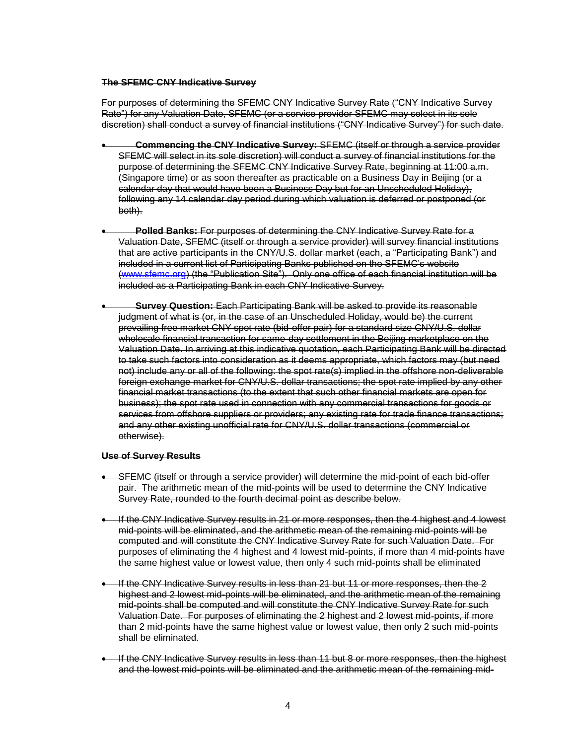~~**The SFEMC CNY Indicative Survey**~~

~~For purposes of determining the SFEMC CNY Indicative Survey Rate ("CNY Indicative Survey Rate") for any Valuation Date, SFEMC (or a service provider SFEMC may select in its sole discretion) shall conduct a survey of financial institutions ("CNY Indicative Survey") for such date.~~

- ~~**Commencing the CNY Indicative Survey:** SFEMC (itself or through a service provider SFEMC will select in its sole discretion) will conduct a survey of financial institutions for the purpose of determining the SFEMC CNY Indicative Survey Rate, beginning at 11:00 a.m. (Singapore time) or as soon thereafter as practicable on a Business Day in Beijing (or a calendar day that would have been a Business Day but for an Unscheduled Holiday), following any 14 calendar day period during which valuation is deferred or postponed (or both).~~

- ~~**Polled Banks:** For purposes of determining the CNY Indicative Survey Rate for a Valuation Date, SFEMC (itself or through a service provider) will survey financial institutions that are active participants in the CNY/U.S. dollar market (each, a "Participating Bank") and included in a current list of Participating Banks published on the SFEMC's website (www.sfemc.org) (the "Publication Site"). Only one office of each financial institution will be included as a Participating Bank in each CNY Indicative Survey.~~

- ~~**Survey Question:** Each Participating Bank will be asked to provide its reasonable judgment of what is (or, in the case of an Unscheduled Holiday, would be) the current prevailing free market CNY spot rate (bid-offer pair) for a standard size CNY/U.S. dollar wholesale financial transaction for same-day settlement in the Beijing marketplace on the Valuation Date. In arriving at this indicative quotation, each Participating Bank will be directed to take such factors into consideration as it deems appropriate, which factors may (but need not) include any or all of the following: the spot rate(s) implied in the offshore non-deliverable foreign exchange market for CNY/U.S. dollar transactions; the spot rate implied by any other financial market transactions (to the extent that such other financial markets are open for business); the spot rate used in connection with any commercial transactions for goods or services from offshore suppliers or providers; any existing rate for trade finance transactions; and any other existing unofficial rate for CNY/U.S. dollar transactions (commercial or otherwise).~~

~~**Use of Survey Results**~~

- ~~SFEMC (itself or through a service provider) will determine the mid-point of each bid-offer pair. The arithmetic mean of the mid-points will be used to determine the CNY Indicative Survey Rate, rounded to the fourth decimal point as describe below.~~

- ~~If the CNY Indicative Survey results in 21 or more responses, then the 4 highest and 4 lowest mid-points will be eliminated, and the arithmetic mean of the remaining mid-points will be computed and will constitute the CNY Indicative Survey Rate for such Valuation Date. For purposes of eliminating the 4 highest and 4 lowest mid-points, if more than 4 mid-points have the same highest value or lowest value, then only 4 such mid-points shall be eliminated~~

- ~~If the CNY Indicative Survey results in less than 21 but 11 or more responses, then the 2 highest and 2 lowest mid-points will be eliminated, and the arithmetic mean of the remaining mid-points shall be computed and will constitute the CNY Indicative Survey Rate for such Valuation Date. For purposes of eliminating the 2 highest and 2 lowest mid-points, if more than 2 mid-points have the same highest value or lowest value, then only 2 such mid-points shall be eliminated.~~

- ~~If the CNY Indicative Survey results in less than 11 but 8 or more responses, then the highest and the lowest mid-points will be eliminated and the arithmetic mean of the remaining mid-~~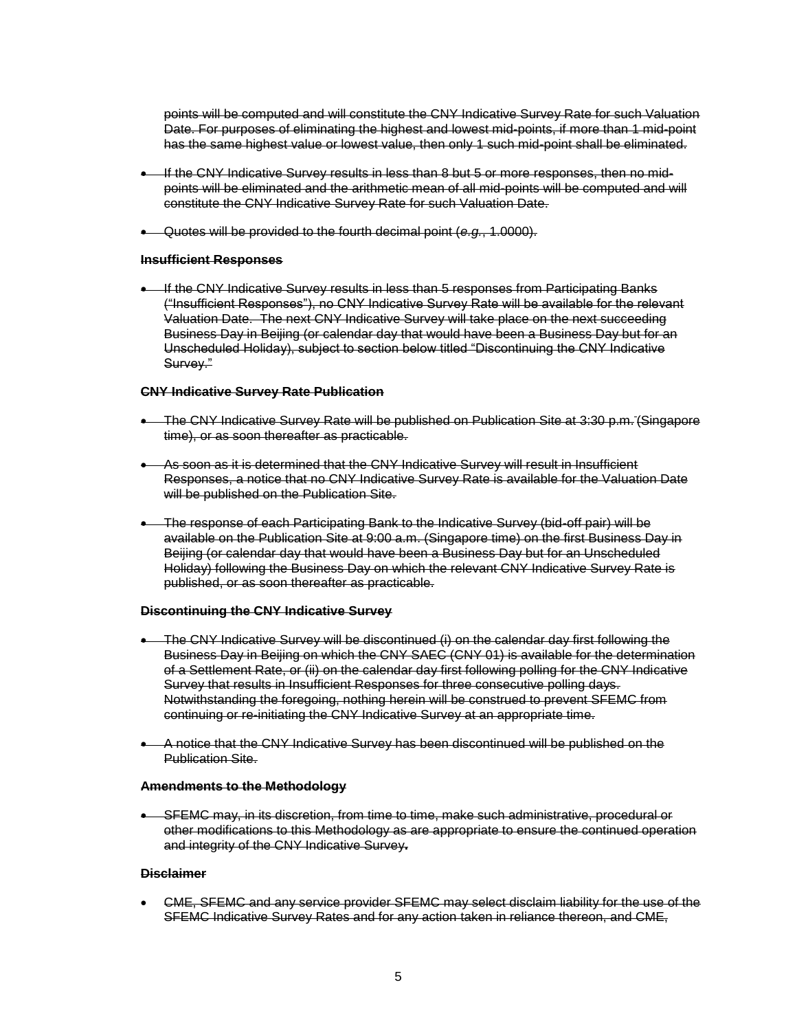points will be computed and will constitute the CNY Indicative Survey Rate for such Valuation Date. For purposes of eliminating the highest and lowest mid-points, if more than 1 mid-point has the same highest value or lowest value, then only 1 such mid-point shall be eliminated.

- If the CNY Indicative Survey results in less than 8 but 5 or more responses, then no mid-points will be eliminated and the arithmetic mean of all mid-points will be computed and will constitute the CNY Indicative Survey Rate for such Valuation Date.
- Quotes will be provided to the fourth decimal point (*e.g.*, 1.0000).

**Insufficient Responses**

- If the CNY Indicative Survey results in less than 5 responses from Participating Banks ("Insufficient Responses"), no CNY Indicative Survey Rate will be available for the relevant Valuation Date. The next CNY Indicative Survey will take place on the next succeeding Business Day in Beijing (or calendar day that would have been a Business Day but for an Unscheduled Holiday), subject to section below titled "Discontinuing the CNY Indicative Survey."

**CNY Indicative Survey Rate Publication**

- The CNY Indicative Survey Rate will be published on Publication Site at 3:30 p.m. (Singapore time), or as soon thereafter as practicable.
- As soon as it is determined that the CNY Indicative Survey will result in Insufficient Responses, a notice that no CNY Indicative Survey Rate is available for the Valuation Date will be published on the Publication Site.
- The response of each Participating Bank to the Indicative Survey (bid-off pair) will be available on the Publication Site at 9:00 a.m. (Singapore time) on the first Business Day in Beijing (or calendar day that would have been a Business Day but for an Unscheduled Holiday) following the Business Day on which the relevant CNY Indicative Survey Rate is published, or as soon thereafter as practicable.

**Discontinuing the CNY Indicative Survey**

- The CNY Indicative Survey will be discontinued (i) on the calendar day first following the Business Day in Beijing on which the CNY SAEC (CNY 01) is available for the determination of a Settlement Rate, or (ii) on the calendar day first following polling for the CNY Indicative Survey that results in Insufficient Responses for three consecutive polling days. Notwithstanding the foregoing, nothing herein will be construed to prevent SFEMC from continuing or re-initiating the CNY Indicative Survey at an appropriate time.
- A notice that the CNY Indicative Survey has been discontinued will be published on the Publication Site.

**Amendments to the Methodology**

- SFEMC may, in its discretion, from time to time, make such administrative, procedural or other modifications to this Methodology as are appropriate to ensure the continued operation and integrity of the CNY Indicative Survey.

**Disclaimer**

- CME, SFEMC and any service provider SFEMC may select disclaim liability for the use of the SFEMC Indicative Survey Rates and for any action taken in reliance thereon, and CME,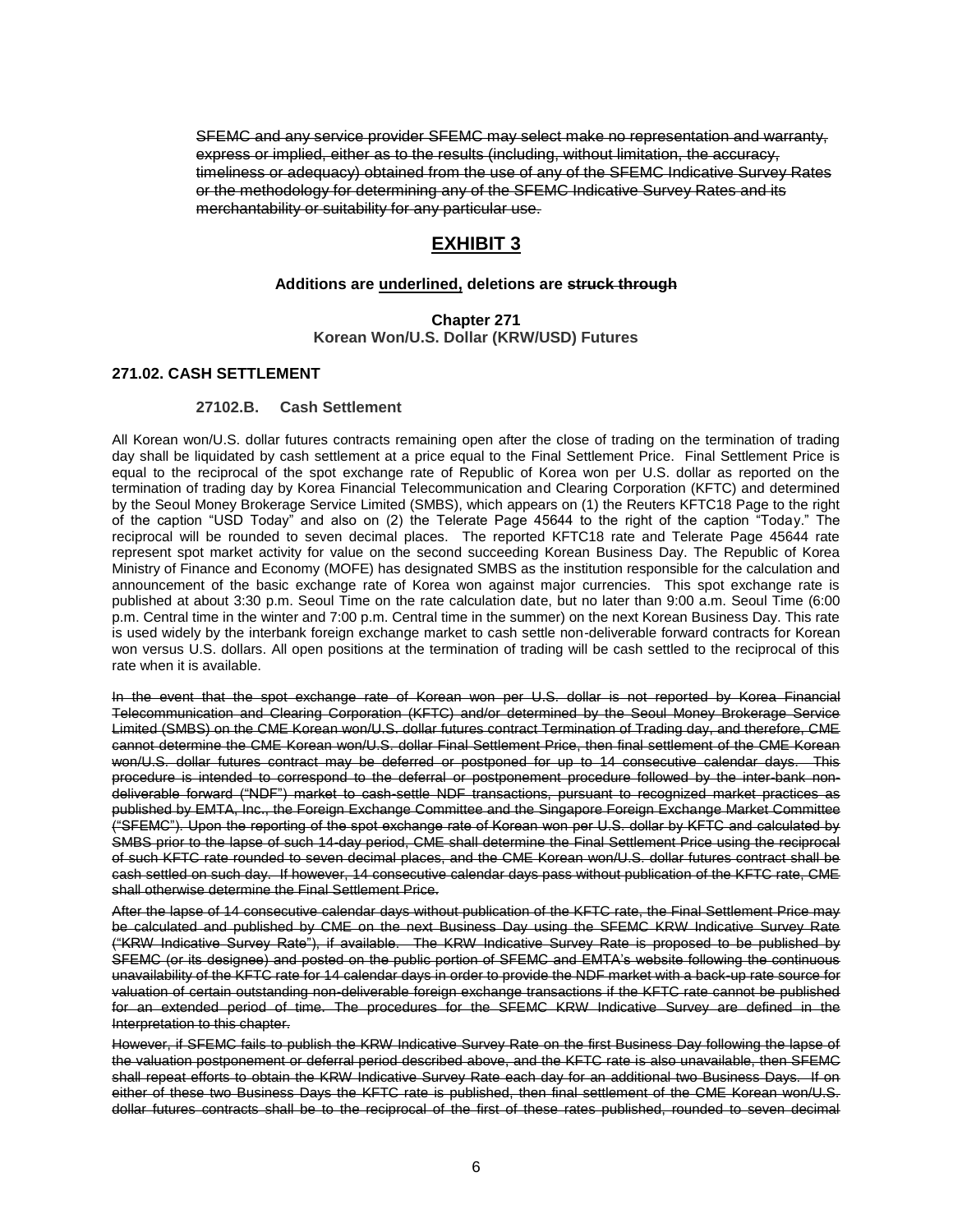~~SFEMC and any service provider SFEMC may select make no representation and warranty, express or implied, either as to the results (including, without limitation, the accuracy, timeliness or adequacy) obtained from the use of any of the SFEMC Indicative Survey Rates or the methodology for determining any of the SFEMC Indicative Survey Rates and its merchantability or suitability for any particular use.~~

# <u>EXHIBIT 3</u>

**Additions are <u>underlined,</u> deletions are ~~struck through~~**

**Chapter 271**
**Korean Won/U.S. Dollar (KRW/USD) Futures**

### 271.02. CASH SETTLEMENT

#### 27102.B. Cash Settlement

All Korean won/U.S. dollar futures contracts remaining open after the close of trading on the termination of trading day shall be liquidated by cash settlement at a price equal to the Final Settlement Price. Final Settlement Price is equal to the reciprocal of the spot exchange rate of Republic of Korea won per U.S. dollar as reported on the termination of trading day by Korea Financial Telecommunication and Clearing Corporation (KFTC) and determined by the Seoul Money Brokerage Service Limited (SMBS), which appears on (1) the Reuters KFTC18 Page to the right of the caption "USD Today" and also on (2) the Telerate Page 45644 to the right of the caption "Today." The reciprocal will be rounded to seven decimal places. The reported KFTC18 rate and Telerate Page 45644 rate represent spot market activity for value on the second succeeding Korean Business Day. The Republic of Korea Ministry of Finance and Economy (MOFE) has designated SMBS as the institution responsible for the calculation and announcement of the basic exchange rate of Korea won against major currencies. This spot exchange rate is published at about 3:30 p.m. Seoul Time on the rate calculation date, but no later than 9:00 a.m. Seoul Time (6:00 p.m. Central time in the winter and 7:00 p.m. Central time in the summer) on the next Korean Business Day. This rate is used widely by the interbank foreign exchange market to cash settle non-deliverable forward contracts for Korean won versus U.S. dollars. All open positions at the termination of trading will be cash settled to the reciprocal of this rate when it is available.

~~In the event that the spot exchange rate of Korean won per U.S. dollar is not reported by Korea Financial Telecommunication and Clearing Corporation (KFTC) and/or determined by the Seoul Money Brokerage Service Limited (SMBS) on the CME Korean won/U.S. dollar futures contract Termination of Trading day, and therefore, CME cannot determine the CME Korean won/U.S. dollar Final Settlement Price, then final settlement of the CME Korean won/U.S. dollar futures contract may be deferred or postponed for up to 14 consecutive calendar days. This procedure is intended to correspond to the deferral or postponement procedure followed by the inter-bank non-deliverable forward ("NDF") market to cash-settle NDF transactions, pursuant to recognized market practices as published by EMTA, Inc., the Foreign Exchange Committee and the Singapore Foreign Exchange Market Committee ("SFEMC"). Upon the reporting of the spot exchange rate of Korean won per U.S. dollar by KFTC and calculated by SMBS prior to the lapse of such 14-day period, CME shall determine the Final Settlement Price using the reciprocal of such KFTC rate rounded to seven decimal places, and the CME Korean won/U.S. dollar futures contract shall be cash settled on such day. If however, 14 consecutive calendar days pass without publication of the KFTC rate, CME shall otherwise determine the Final Settlement Price.~~

~~After the lapse of 14 consecutive calendar days without publication of the KFTC rate, the Final Settlement Price may be calculated and published by CME on the next Business Day using the SFEMC KRW Indicative Survey Rate ("KRW Indicative Survey Rate"), if available. The KRW Indicative Survey Rate is proposed to be published by SFEMC (or its designee) and posted on the public portion of SFEMC and EMTA's website following the continuous unavailability of the KFTC rate for 14 calendar days in order to provide the NDF market with a back-up rate source for valuation of certain outstanding non-deliverable foreign exchange transactions if the KFTC rate cannot be published for an extended period of time. The procedures for the SFEMC KRW Indicative Survey are defined in the Interpretation to this chapter.~~

~~However, if SFEMC fails to publish the KRW Indicative Survey Rate on the first Business Day following the lapse of the valuation postponement or deferral period described above, and the KFTC rate is also unavailable, then SFEMC shall repeat efforts to obtain the KRW Indicative Survey Rate each day for an additional two Business Days. If on either of these two Business Days the KFTC rate is published, then final settlement of the CME Korean won/U.S. dollar futures contracts shall be to the reciprocal of the first of these rates published, rounded to seven decimal~~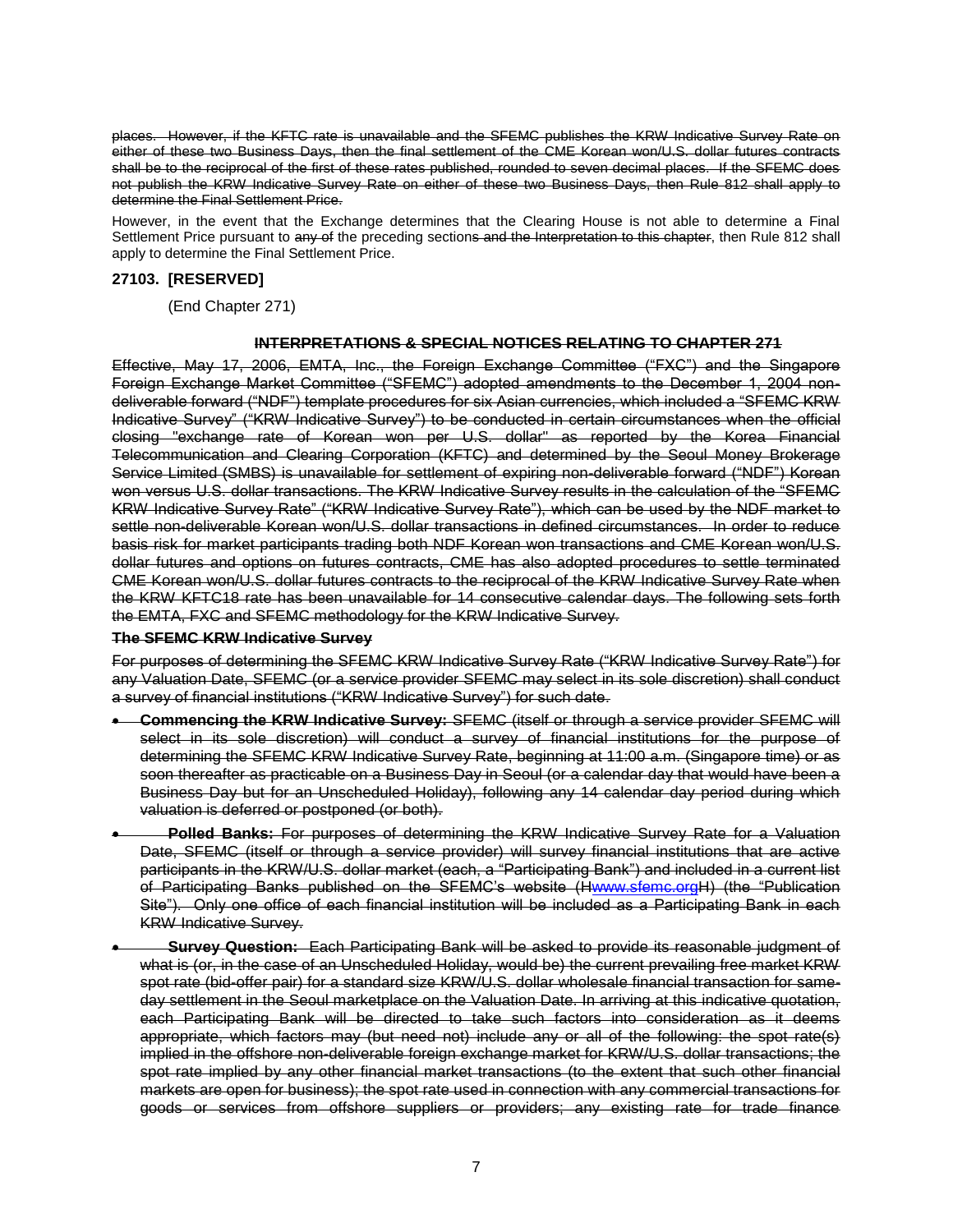~~places. However, if the KFTC rate is unavailable and the SFEMC publishes the KRW Indicative Survey Rate on either of these two Business Days, then the final settlement of the CME Korean won/U.S. dollar futures contracts shall be to the reciprocal of the first of these rates published, rounded to seven decimal places. If the SFEMC does not publish the KRW Indicative Survey Rate on either of these two Business Days, then Rule 812 shall apply to determine the Final Settlement Price.~~

However, in the event that the Exchange determines that the Clearing House is not able to determine a Final Settlement Price pursuant to ~~any of~~ the preceding section~~s and the Interpretation to this chapter~~, then Rule 812 shall apply to determine the Final Settlement Price.

**27103. [RESERVED]**

(End Chapter 271)

**~~INTERPRETATIONS & SPECIAL NOTICES RELATING TO CHAPTER 271~~**

~~Effective, May 17, 2006, EMTA, Inc., the Foreign Exchange Committee ("FXC") and the Singapore Foreign Exchange Market Committee ("SFEMC") adopted amendments to the December 1, 2004 non-deliverable forward ("NDF") template procedures for six Asian currencies, which included a "SFEMC KRW Indicative Survey" ("KRW Indicative Survey") to be conducted in certain circumstances when the official closing "exchange rate of Korean won per U.S. dollar" as reported by the Korea Financial Telecommunication and Clearing Corporation (KFTC) and determined by the Seoul Money Brokerage Service Limited (SMBS) is unavailable for settlement of expiring non-deliverable forward ("NDF") Korean won versus U.S. dollar transactions. The KRW Indicative Survey results in the calculation of the "SFEMC KRW Indicative Survey Rate" ("KRW Indicative Survey Rate"), which can be used by the NDF market to settle non-deliverable Korean won/U.S. dollar transactions in defined circumstances. In order to reduce basis risk for market participants trading both NDF Korean won transactions and CME Korean won/U.S. dollar futures and options on futures contracts, CME has also adopted procedures to settle terminated CME Korean won/U.S. dollar futures contracts to the reciprocal of the KRW Indicative Survey Rate when the KRW KFTC18 rate has been unavailable for 14 consecutive calendar days. The following sets forth the EMTA, FXC and SFEMC methodology for the KRW Indicative Survey.~~

**~~The SFEMC KRW Indicative Survey~~**

~~For purposes of determining the SFEMC KRW Indicative Survey Rate ("KRW Indicative Survey Rate") for any Valuation Date, SFEMC (or a service provider SFEMC may select in its sole discretion) shall conduct a survey of financial institutions ("KRW Indicative Survey") for such date.~~

- ~~**Commencing the KRW Indicative Survey:** SFEMC (itself or through a service provider SFEMC will select in its sole discretion) will conduct a survey of financial institutions for the purpose of determining the SFEMC KRW Indicative Survey Rate, beginning at 11:00 a.m. (Singapore time) or as soon thereafter as practicable on a Business Day in Seoul (or a calendar day that would have been a Business Day but for an Unscheduled Holiday), following any 14 calendar day period during which valuation is deferred or postponed (or both).~~
- ~~**Polled Banks:** For purposes of determining the KRW Indicative Survey Rate for a Valuation Date, SFEMC (itself or through a service provider) will survey financial institutions that are active participants in the KRW/U.S. dollar market (each, a "Participating Bank") and included in a current list of Participating Banks published on the SFEMC's website (Hwww.sfemc.orgH) (the "Publication Site"). Only one office of each financial institution will be included as a Participating Bank in each KRW Indicative Survey.~~
- ~~**Survey Question:** Each Participating Bank will be asked to provide its reasonable judgment of what is (or, in the case of an Unscheduled Holiday, would be) the current prevailing free market KRW spot rate (bid-offer pair) for a standard size KRW/U.S. dollar wholesale financial transaction for same-day settlement in the Seoul marketplace on the Valuation Date. In arriving at this indicative quotation, each Participating Bank will be directed to take such factors into consideration as it deems appropriate, which factors may (but need not) include any or all of the following: the spot rate(s) implied in the offshore non-deliverable foreign exchange market for KRW/U.S. dollar transactions; the spot rate implied by any other financial market transactions (to the extent that such other financial markets are open for business); the spot rate used in connection with any commercial transactions for goods or services from offshore suppliers or providers; any existing rate for trade finance~~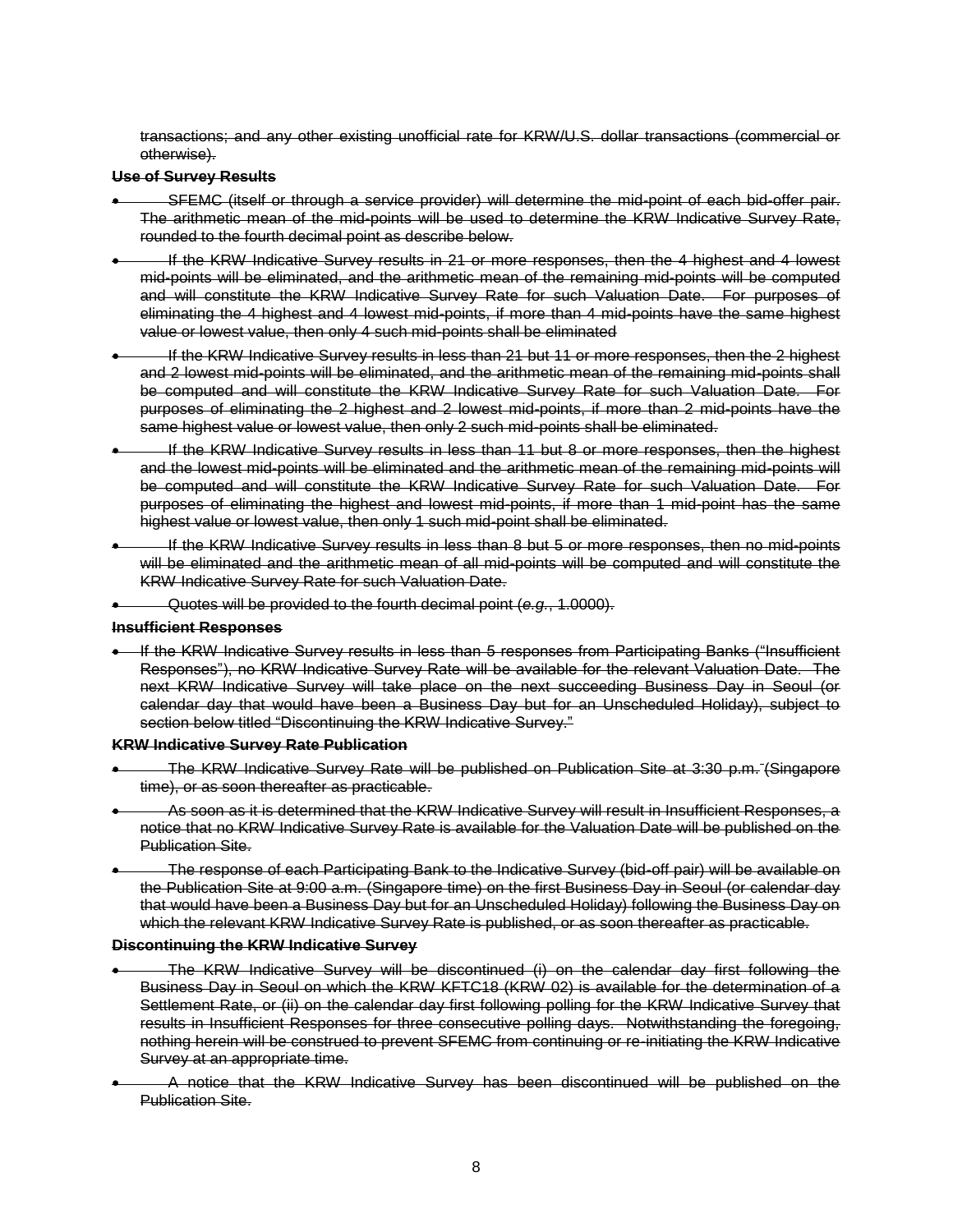transactions; and any other existing unofficial rate for KRW/U.S. dollar transactions (commercial or otherwise).

**Use of Survey Results**

- SFEMC (itself or through a service provider) will determine the mid-point of each bid-offer pair. The arithmetic mean of the mid-points will be used to determine the KRW Indicative Survey Rate, rounded to the fourth decimal point as describe below.
- If the KRW Indicative Survey results in 21 or more responses, then the 4 highest and 4 lowest mid-points will be eliminated, and the arithmetic mean of the remaining mid-points will be computed and will constitute the KRW Indicative Survey Rate for such Valuation Date. For purposes of eliminating the 4 highest and 4 lowest mid-points, if more than 4 mid-points have the same highest value or lowest value, then only 4 such mid-points shall be eliminated
- If the KRW Indicative Survey results in less than 21 but 11 or more responses, then the 2 highest and 2 lowest mid-points will be eliminated, and the arithmetic mean of the remaining mid-points shall be computed and will constitute the KRW Indicative Survey Rate for such Valuation Date. For purposes of eliminating the 2 highest and 2 lowest mid-points, if more than 2 mid-points have the same highest value or lowest value, then only 2 such mid-points shall be eliminated.
- If the KRW Indicative Survey results in less than 11 but 8 or more responses, then the highest and the lowest mid-points will be eliminated and the arithmetic mean of the remaining mid-points will be computed and will constitute the KRW Indicative Survey Rate for such Valuation Date. For purposes of eliminating the highest and lowest mid-points, if more than 1 mid-point has the same highest value or lowest value, then only 1 such mid-point shall be eliminated.
- If the KRW Indicative Survey results in less than 8 but 5 or more responses, then no mid-points will be eliminated and the arithmetic mean of all mid-points will be computed and will constitute the KRW Indicative Survey Rate for such Valuation Date.
- Quotes will be provided to the fourth decimal point (*e.g.*, 1.0000).

**Insufficient Responses**

- If the KRW Indicative Survey results in less than 5 responses from Participating Banks ("Insufficient Responses"), no KRW Indicative Survey Rate will be available for the relevant Valuation Date. The next KRW Indicative Survey will take place on the next succeeding Business Day in Seoul (or calendar day that would have been a Business Day but for an Unscheduled Holiday), subject to section below titled "Discontinuing the KRW Indicative Survey."

**KRW Indicative Survey Rate Publication**

- The KRW Indicative Survey Rate will be published on Publication Site at 3:30 p.m. (Singapore time), or as soon thereafter as practicable.
- As soon as it is determined that the KRW Indicative Survey will result in Insufficient Responses, a notice that no KRW Indicative Survey Rate is available for the Valuation Date will be published on the Publication Site.
- The response of each Participating Bank to the Indicative Survey (bid-off pair) will be available on the Publication Site at 9:00 a.m. (Singapore time) on the first Business Day in Seoul (or calendar day that would have been a Business Day but for an Unscheduled Holiday) following the Business Day on which the relevant KRW Indicative Survey Rate is published, or as soon thereafter as practicable.

**Discontinuing the KRW Indicative Survey**

- The KRW Indicative Survey will be discontinued (i) on the calendar day first following the Business Day in Seoul on which the KRW KFTC18 (KRW 02) is available for the determination of a Settlement Rate, or (ii) on the calendar day first following polling for the KRW Indicative Survey that results in Insufficient Responses for three consecutive polling days. Notwithstanding the foregoing, nothing herein will be construed to prevent SFEMC from continuing or re-initiating the KRW Indicative Survey at an appropriate time.
- A notice that the KRW Indicative Survey has been discontinued will be published on the Publication Site.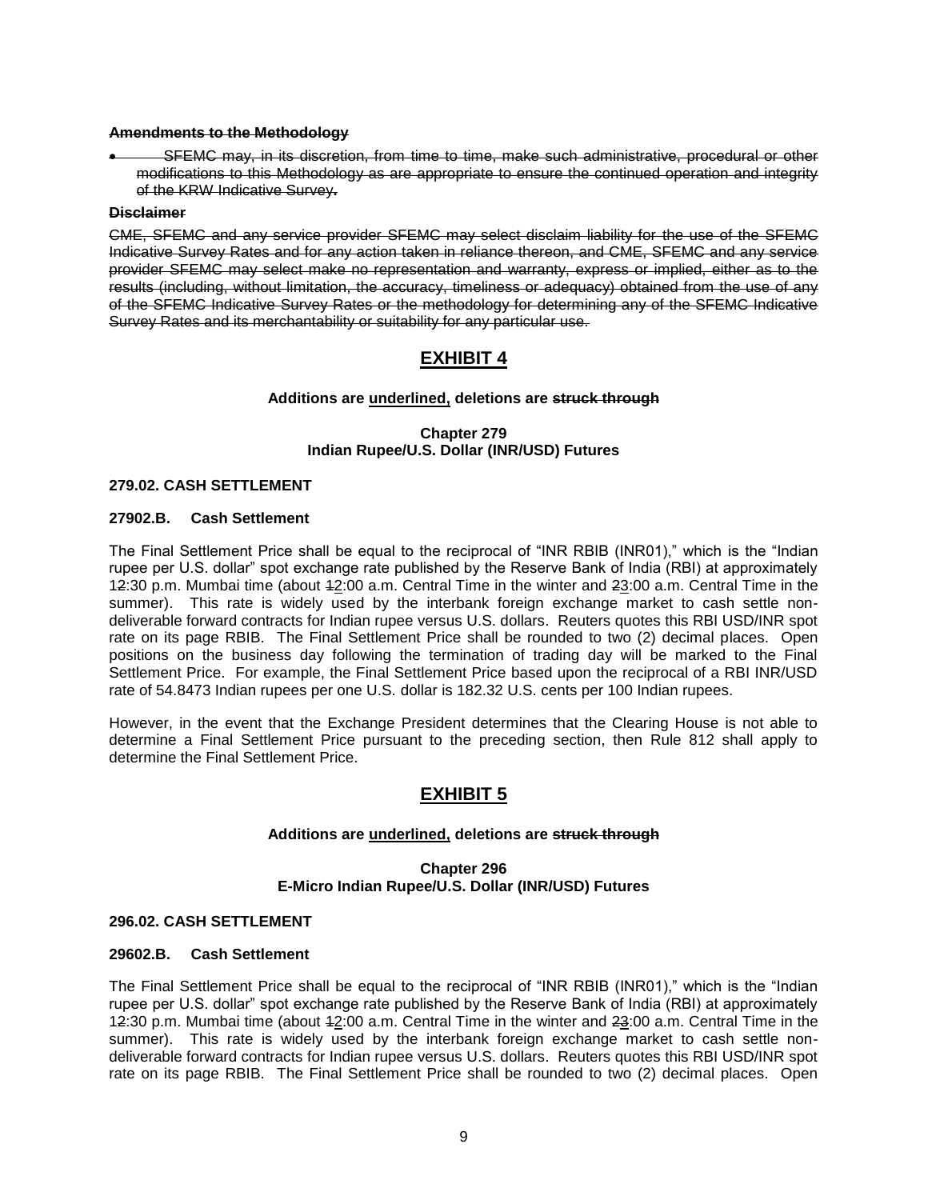**~~Amendments to the Methodology~~**

- ~~SFEMC may, in its discretion, from time to time, make such administrative, procedural or other modifications to this Methodology as are appropriate to ensure the continued operation and integrity of the KRW Indicative Survey.~~

**~~Disclaimer~~**

~~CME, SFEMC and any service provider SFEMC may select disclaim liability for the use of the SFEMC Indicative Survey Rates and for any action taken in reliance thereon, and CME, SFEMC and any service provider SFEMC may select make no representation and warranty, express or implied, either as to the results (including, without limitation, the accuracy, timeliness or adequacy) obtained from the use of any of the SFEMC Indicative Survey Rates or the methodology for determining any of the SFEMC Indicative Survey Rates and its merchantability or suitability for any particular use.~~

# <u>EXHIBIT 4</u>

**Additions are <u>underlined,</u> deletions are ~~struck through~~**

**Chapter 279**
**Indian Rupee/U.S. Dollar (INR/USD) Futures**

**279.02. CASH SETTLEMENT**

**27902.B. Cash Settlement**

The Final Settlement Price shall be equal to the reciprocal of "INR RBIB (INR01)," which is the "Indian rupee per U.S. dollar" spot exchange rate published by the Reserve Bank of India (RBI) at approximately ~~1~~<u>2</u>:30 p.m. Mumbai time (about ~~1~~<u>2</u>:00 a.m. Central Time in the winter and ~~2~~<u>3</u>:00 a.m. Central Time in the summer). This rate is widely used by the interbank foreign exchange market to cash settle non-deliverable forward contracts for Indian rupee versus U.S. dollars. Reuters quotes this RBI USD/INR spot rate on its page RBIB. The Final Settlement Price shall be rounded to two (2) decimal places. Open positions on the business day following the termination of trading day will be marked to the Final Settlement Price. For example, the Final Settlement Price based upon the reciprocal of a RBI INR/USD rate of 54.8473 Indian rupees per one U.S. dollar is 182.32 U.S. cents per 100 Indian rupees.

However, in the event that the Exchange President determines that the Clearing House is not able to determine a Final Settlement Price pursuant to the preceding section, then Rule 812 shall apply to determine the Final Settlement Price.

# <u>EXHIBIT 5</u>

**Additions are <u>underlined,</u> deletions are ~~struck through~~**

**Chapter 296**
**E-Micro Indian Rupee/U.S. Dollar (INR/USD) Futures**

**296.02. CASH SETTLEMENT**

**29602.B. Cash Settlement**

The Final Settlement Price shall be equal to the reciprocal of "INR RBIB (INR01)," which is the "Indian rupee per U.S. dollar" spot exchange rate published by the Reserve Bank of India (RBI) at approximately ~~1~~<u>2</u>:30 p.m. Mumbai time (about ~~1~~<u>2</u>:00 a.m. Central Time in the winter and ~~2~~<u>3</u>:00 a.m. Central Time in the summer). This rate is widely used by the interbank foreign exchange market to cash settle non-deliverable forward contracts for Indian rupee versus U.S. dollars. Reuters quotes this RBI USD/INR spot rate on its page RBIB. The Final Settlement Price shall be rounded to two (2) decimal places. Open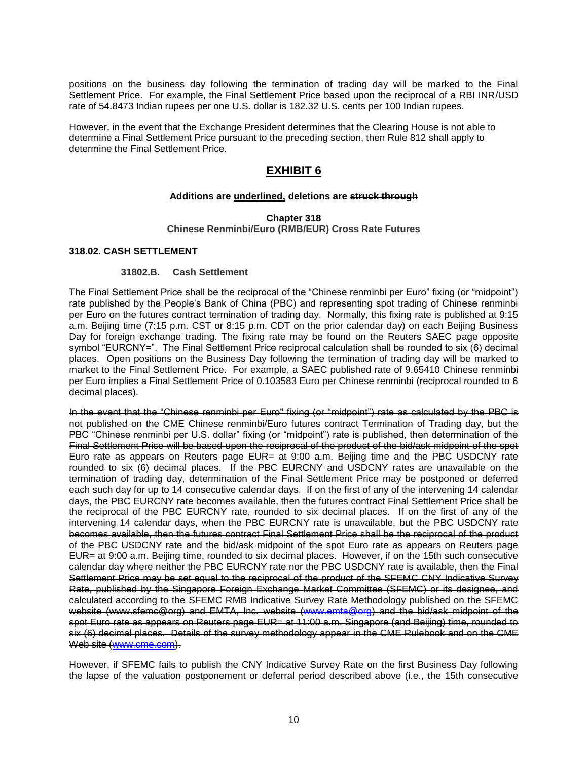positions on the business day following the termination of trading day will be marked to the Final Settlement Price. For example, the Final Settlement Price based upon the reciprocal of a RBI INR/USD rate of 54.8473 Indian rupees per one U.S. dollar is 182.32 U.S. cents per 100 Indian rupees.

However, in the event that the Exchange President determines that the Clearing House is not able to determine a Final Settlement Price pursuant to the preceding section, then Rule 812 shall apply to determine the Final Settlement Price.

# EXHIBIT 6

**Additions are <u>underlined,</u> deletions are ~~struck through~~**

**Chapter 318**
**Chinese Renminbi/Euro (RMB/EUR) Cross Rate Futures**

### 318.02. CASH SETTLEMENT

**31802.B. Cash Settlement**

The Final Settlement Price shall be the reciprocal of the "Chinese renminbi per Euro" fixing (or "midpoint") rate published by the People's Bank of China (PBC) and representing spot trading of Chinese renminbi per Euro on the futures contract termination of trading day. Normally, this fixing rate is published at 9:15 a.m. Beijing time (7:15 p.m. CST or 8:15 p.m. CDT on the prior calendar day) on each Beijing Business Day for foreign exchange trading. The fixing rate may be found on the Reuters SAEC page opposite symbol "EURCNY=". The Final Settlement Price reciprocal calculation shall be rounded to six (6) decimal places. Open positions on the Business Day following the termination of trading day will be marked to market to the Final Settlement Price. For example, a SAEC published rate of 9.65410 Chinese renminbi per Euro implies a Final Settlement Price of 0.103583 Euro per Chinese renminbi (reciprocal rounded to 6 decimal places).

~~In the event that the "Chinese renminbi per Euro" fixing (or "midpoint") rate as calculated by the PBC is not published on the CME Chinese renminbi/Euro futures contract Termination of Trading day, but the PBC "Chinese renminbi per U.S. dollar" fixing (or "midpoint") rate is published, then determination of the Final Settlement Price will be based upon the reciprocal of the product of the bid/ask midpoint of the spot Euro rate as appears on Reuters page EUR= at 9:00 a.m. Beijing time and the PBC USDCNY rate rounded to six (6) decimal places. If the PBC EURCNY and USDCNY rates are unavailable on the termination of trading day, determination of the Final Settlement Price may be postponed or deferred each such day for up to 14 consecutive calendar days. If on the first of any of the intervening 14 calendar days, the PBC EURCNY rate becomes available, then the futures contract Final Settlement Price shall be the reciprocal of the PBC EURCNY rate, rounded to six decimal places. If on the first of any of the intervening 14 calendar days, when the PBC EURCNY rate is unavailable, but the PBC USDCNY rate becomes available, then the futures contract Final Settlement Price shall be the reciprocal of the product of the PBC USDCNY rate and the bid/ask midpoint of the spot Euro rate as appears on Reuters page EUR= at 9:00 a.m. Beijing time, rounded to six decimal places. However, if on the 15th such consecutive calendar day where neither the PBC EURCNY rate nor the PBC USDCNY rate is available, then the Final Settlement Price may be set equal to the reciprocal of the product of the SFEMC CNY Indicative Survey Rate, published by the Singapore Foreign Exchange Market Committee (SFEMC) or its designee, and calculated according to the SFEMC RMB Indicative Survey Rate Methodology published on the SFEMC website (www.sfemc@org) and EMTA, Inc. website (www.emta@org) and the bid/ask midpoint of the spot Euro rate as appears on Reuters page EUR= at 11:00 a.m. Singapore (and Beijing) time, rounded to six (6) decimal places. Details of the survey methodology appear in the CME Rulebook and on the CME Web site (www.cme.com).~~

~~However, if SFEMC fails to publish the CNY Indicative Survey Rate on the first Business Day following the lapse of the valuation postponement or deferral period described above (i.e., the 15th consecutive~~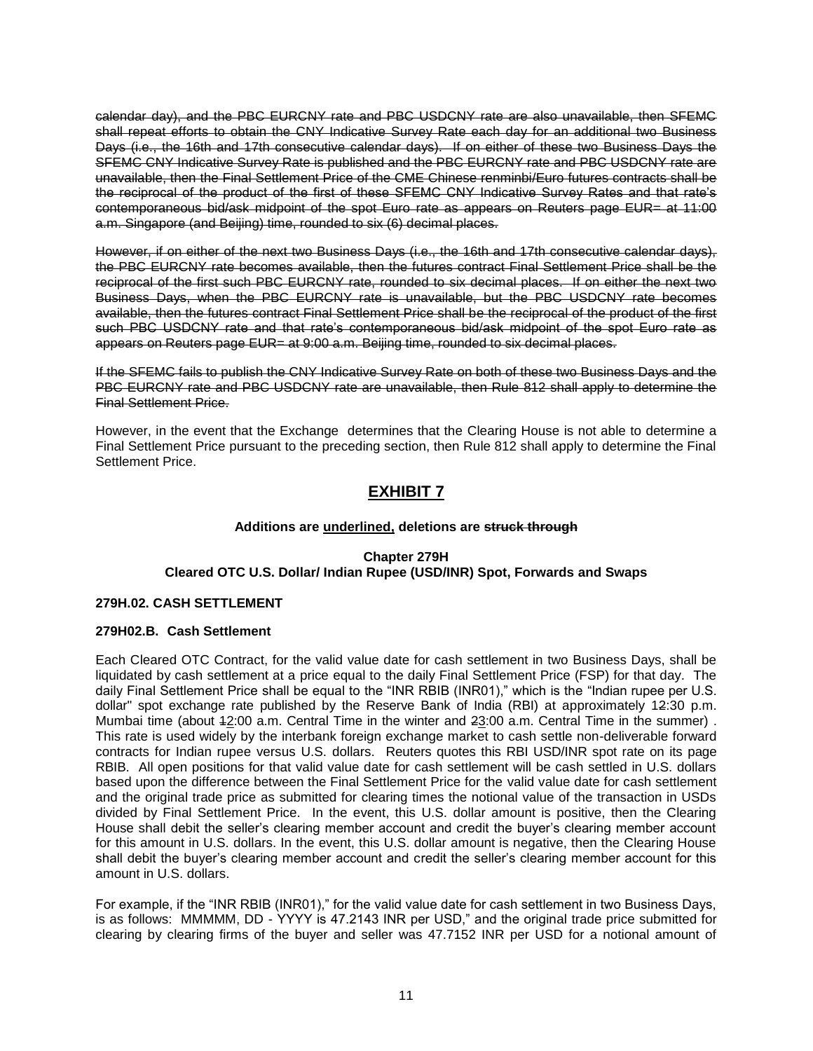~~calendar day), and the PBC EURCNY rate and PBC USDCNY rate are also unavailable, then SFEMC shall repeat efforts to obtain the CNY Indicative Survey Rate each day for an additional two Business Days (i.e., the 16th and 17th consecutive calendar days). If on either of these two Business Days the SFEMC CNY Indicative Survey Rate is published and the PBC EURCNY rate and PBC USDCNY rate are unavailable, then the Final Settlement Price of the CME Chinese renminbi/Euro futures contracts shall be the reciprocal of the product of the first of these SFEMC CNY Indicative Survey Rates and that rate's contemporaneous bid/ask midpoint of the spot Euro rate as appears on Reuters page EUR= at 11:00 a.m. Singapore (and Beijing) time, rounded to six (6) decimal places.~~

~~However, if on either of the next two Business Days (i.e., the 16th and 17th consecutive calendar days), the PBC EURCNY rate becomes available, then the futures contract Final Settlement Price shall be the reciprocal of the first such PBC EURCNY rate, rounded to six decimal places. If on either the next two Business Days, when the PBC EURCNY rate is unavailable, but the PBC USDCNY rate becomes available, then the futures contract Final Settlement Price shall be the reciprocal of the product of the first such PBC USDCNY rate and that rate's contemporaneous bid/ask midpoint of the spot Euro rate as appears on Reuters page EUR= at 9:00 a.m. Beijing time, rounded to six decimal places.~~

~~If the SFEMC fails to publish the CNY Indicative Survey Rate on both of these two Business Days and the PBC EURCNY rate and PBC USDCNY rate are unavailable, then Rule 812 shall apply to determine the Final Settlement Price.~~

However, in the event that the Exchange determines that the Clearing House is not able to determine a Final Settlement Price pursuant to the preceding section, then Rule 812 shall apply to determine the Final Settlement Price.

# <u>EXHIBIT 7</u>

**Additions are <u>underlined,</u> deletions are ~~struck through~~**

**Chapter 279H**
**Cleared OTC U.S. Dollar/ Indian Rupee (USD/INR) Spot, Forwards and Swaps**

**279H.02. CASH SETTLEMENT**

**279H02.B. Cash Settlement**

Each Cleared OTC Contract, for the valid value date for cash settlement in two Business Days, shall be liquidated by cash settlement at a price equal to the daily Final Settlement Price (FSP) for that day. The daily Final Settlement Price shall be equal to the "INR RBIB (INR01)," which is the "Indian rupee per U.S. dollar" spot exchange rate published by the Reserve Bank of India (RBI) at approximately 1~~2~~:30 p.m. Mumbai time (about ~~1~~<u>2</u>:00 a.m. Central Time in the winter and ~~2~~<u>3</u>:00 a.m. Central Time in the summer) . This rate is used widely by the interbank foreign exchange market to cash settle non-deliverable forward contracts for Indian rupee versus U.S. dollars. Reuters quotes this RBI USD/INR spot rate on its page RBIB. All open positions for that valid value date for cash settlement will be cash settled in U.S. dollars based upon the difference between the Final Settlement Price for the valid value date for cash settlement and the original trade price as submitted for clearing times the notional value of the transaction in USDs divided by Final Settlement Price. In the event, this U.S. dollar amount is positive, then the Clearing House shall debit the seller's clearing member account and credit the buyer's clearing member account for this amount in U.S. dollars. In the event, this U.S. dollar amount is negative, then the Clearing House shall debit the buyer's clearing member account and credit the seller's clearing member account for this amount in U.S. dollars.

For example, if the "INR RBIB (INR01)," for the valid value date for cash settlement in two Business Days, is as follows: MMMMM, DD - YYYY is 47.2143 INR per USD," and the original trade price submitted for clearing by clearing firms of the buyer and seller was 47.7152 INR per USD for a notional amount of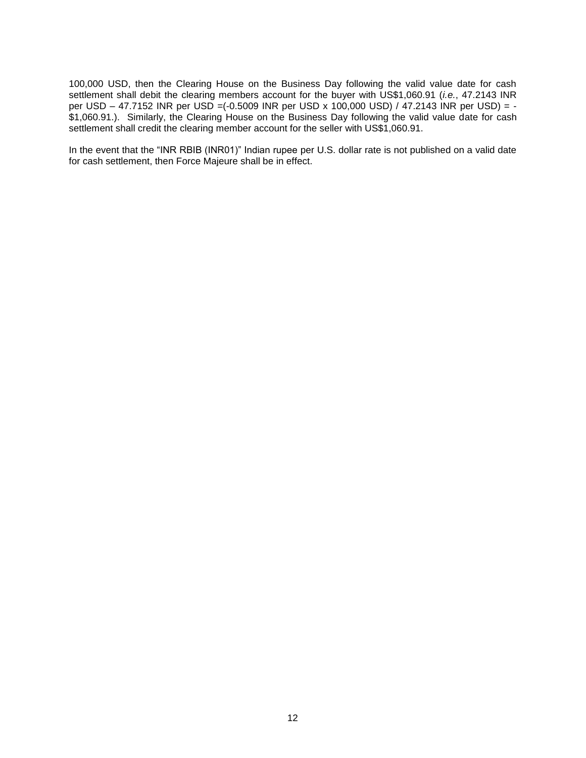100,000 USD, then the Clearing House on the Business Day following the valid value date for cash settlement shall debit the clearing members account for the buyer with US$1,060.91 (*i.e.*, 47.2143 INR per USD – 47.7152 INR per USD =(-0.5009 INR per USD x 100,000 USD) / 47.2143 INR per USD) = -$1,060.91.). Similarly, the Clearing House on the Business Day following the valid value date for cash settlement shall credit the clearing member account for the seller with US$1,060.91.

In the event that the "INR RBIB (INR01)" Indian rupee per U.S. dollar rate is not published on a valid date for cash settlement, then Force Majeure shall be in effect.